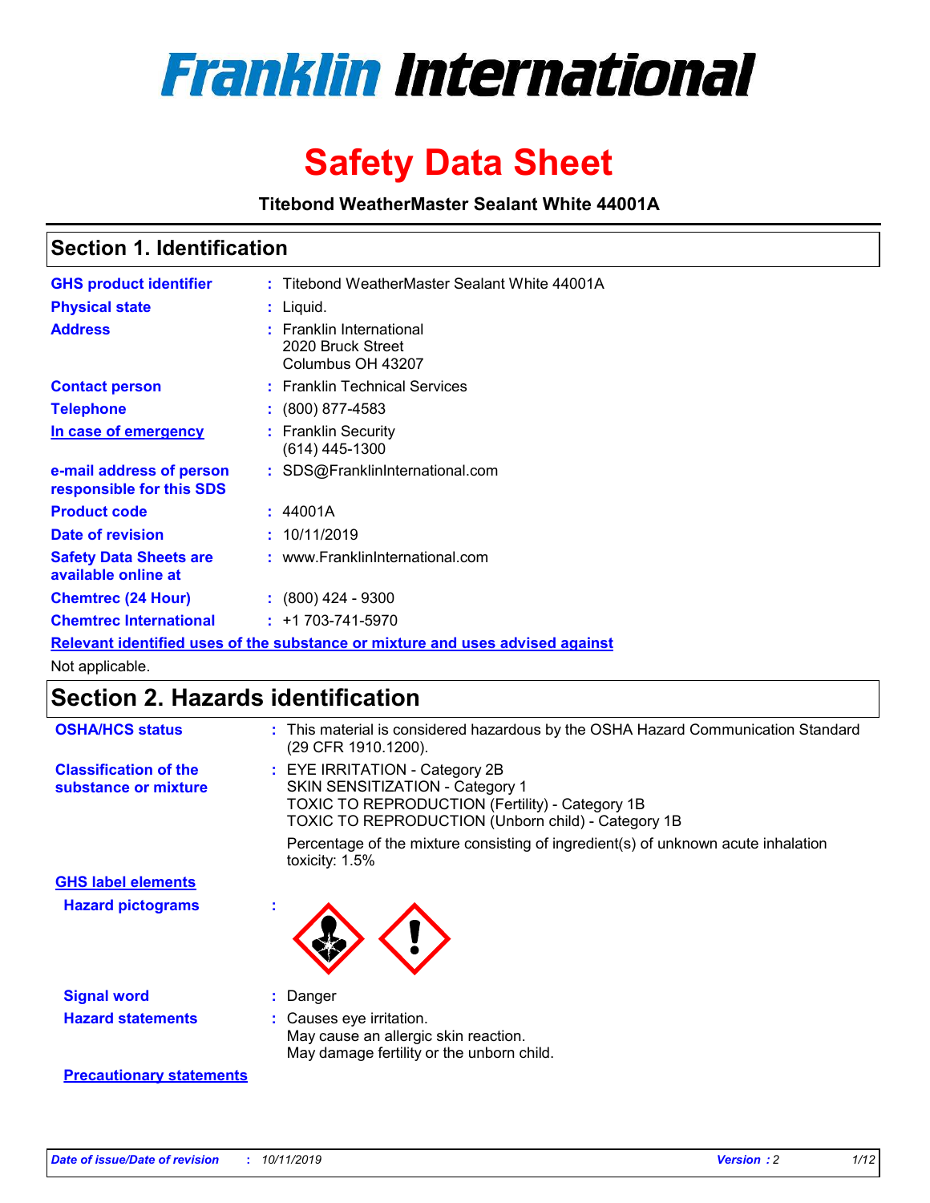# Franklin International

# Safety Data Sheet

**Titebond WeatherMaster Sealant White 44001A**

## Section 1. Identification

| | | |
|---|---|---|
| **GHS product identifier** | : | Titebond WeatherMaster Sealant White 44001A |
| **Physical state** | : | Liquid. |
| **Address** | : | Franklin International<br>2020 Bruck Street<br>Columbus OH 43207 |
| **Contact person** | : | Franklin Technical Services |
| **Telephone** | : | (800) 877-4583 |
| **In case of emergency** | : | Franklin Security<br>(614) 445-1300 |
| **e-mail address of person responsible for this SDS** | : | SDS@FranklinInternational.com |
| **Product code** | : | 44001A |
| **Date of revision** | : | 10/11/2019 |
| **Safety Data Sheets are available online at** | : | www.FranklinInternational.com |
| **Chemtrec (24 Hour)** | : | (800) 424 - 9300 |
| **Chemtrec International** | : | +1 703-741-5970 |

**Relevant identified uses of the substance or mixture and uses advised against**

Not applicable.

## Section 2. Hazards identification

**OSHA/HCS status** : This material is considered hazardous by the OSHA Hazard Communication Standard (29 CFR 1910.1200).

**Classification of the substance or mixture** : EYE IRRITATION - Category 2B
SKIN SENSITIZATION - Category 1
TOXIC TO REPRODUCTION (Fertility) - Category 1B
TOXIC TO REPRODUCTION (Unborn child) - Category 1B

Percentage of the mixture consisting of ingredient(s) of unknown acute inhalation toxicity: 1.5%

**GHS label elements**

**Hazard pictograms** :

**Signal word** : Danger

**Hazard statements** : Causes eye irritation.
May cause an allergic skin reaction.
May damage fertility or the unborn child.

**Precautionary statements**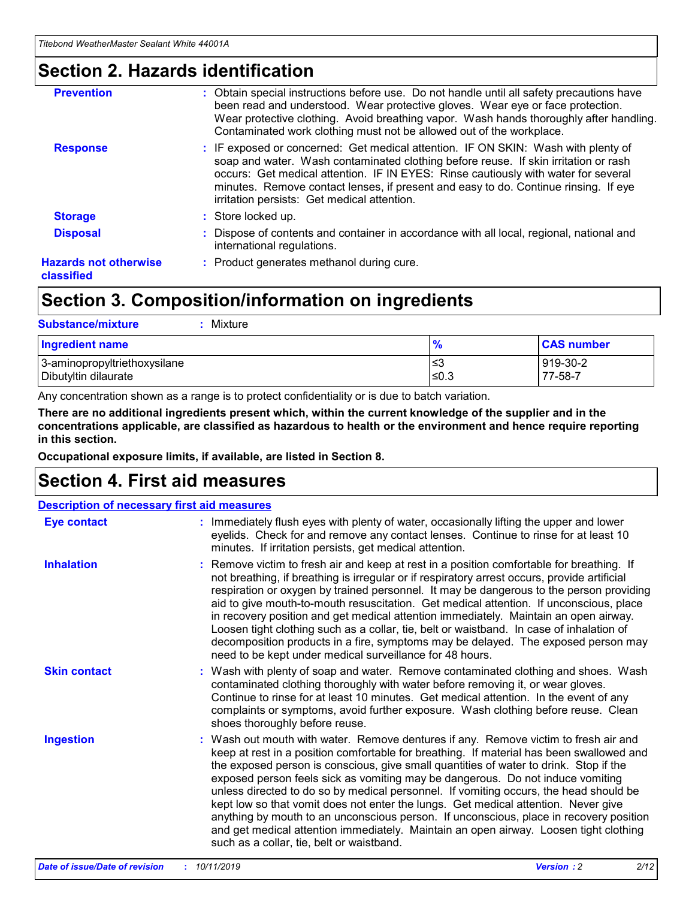## Section 2. Hazards identification

| | |
|---|---|
| **Prevention** | : Obtain special instructions before use. Do not handle until all safety precautions have been read and understood. Wear protective gloves. Wear eye or face protection. Wear protective clothing. Avoid breathing vapor. Wash hands thoroughly after handling. Contaminated work clothing must not be allowed out of the workplace. |
| **Response** | : IF exposed or concerned: Get medical attention. IF ON SKIN: Wash with plenty of soap and water. Wash contaminated clothing before reuse. If skin irritation or rash occurs: Get medical attention. IF IN EYES: Rinse cautiously with water for several minutes. Remove contact lenses, if present and easy to do. Continue rinsing. If eye irritation persists: Get medical attention. |
| **Storage** | : Store locked up. |
| **Disposal** | : Dispose of contents and container in accordance with all local, regional, national and international regulations. |
| **Hazards not otherwise classified** | : Product generates methanol during cure. |

## Section 3. Composition/information on ingredients

**Substance/mixture** : Mixture

| Ingredient name | % | CAS number |
|---|---|---|
| 3-aminopropyltriethoxysilane | ≤3 | 919-30-2 |
| Dibutyltin dilaurate | ≤0.3 | 77-58-7 |

Any concentration shown as a range is to protect confidentiality or is due to batch variation.

**There are no additional ingredients present which, within the current knowledge of the supplier and in the concentrations applicable, are classified as hazardous to health or the environment and hence require reporting in this section.**

**Occupational exposure limits, if available, are listed in Section 8.**

## Section 4. First aid measures

**Description of necessary first aid measures**

| | |
|---|---|
| **Eye contact** | : Immediately flush eyes with plenty of water, occasionally lifting the upper and lower eyelids. Check for and remove any contact lenses. Continue to rinse for at least 10 minutes. If irritation persists, get medical attention. |
| **Inhalation** | : Remove victim to fresh air and keep at rest in a position comfortable for breathing. If not breathing, if breathing is irregular or if respiratory arrest occurs, provide artificial respiration or oxygen by trained personnel. It may be dangerous to the person providing aid to give mouth-to-mouth resuscitation. Get medical attention. If unconscious, place in recovery position and get medical attention immediately. Maintain an open airway. Loosen tight clothing such as a collar, tie, belt or waistband. In case of inhalation of decomposition products in a fire, symptoms may be delayed. The exposed person may need to be kept under medical surveillance for 48 hours. |
| **Skin contact** | : Wash with plenty of soap and water. Remove contaminated clothing and shoes. Wash contaminated clothing thoroughly with water before removing it, or wear gloves. Continue to rinse for at least 10 minutes. Get medical attention. In the event of any complaints or symptoms, avoid further exposure. Wash clothing before reuse. Clean shoes thoroughly before reuse. |
| **Ingestion** | : Wash out mouth with water. Remove dentures if any. Remove victim to fresh air and keep at rest in a position comfortable for breathing. If material has been swallowed and the exposed person is conscious, give small quantities of water to drink. Stop if the exposed person feels sick as vomiting may be dangerous. Do not induce vomiting unless directed to do so by medical personnel. If vomiting occurs, the head should be kept low so that vomit does not enter the lungs. Get medical attention. Never give anything by mouth to an unconscious person. If unconscious, place in recovery position and get medical attention immediately. Maintain an open airway. Loosen tight clothing such as a collar, tie, belt or waistband. |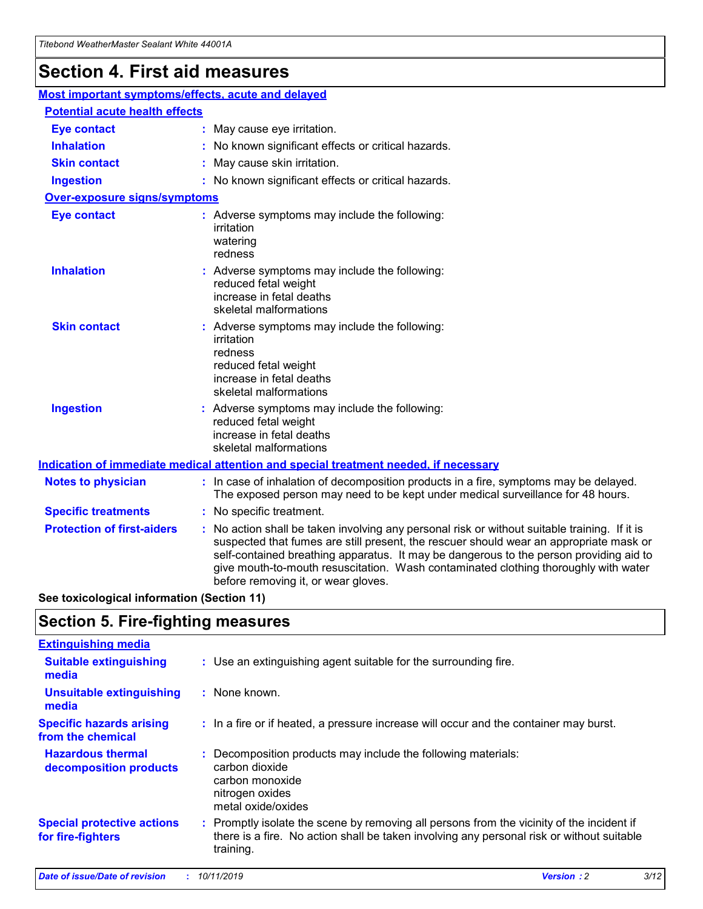# Section 4. First aid measures

## Most important symptoms/effects, acute and delayed

### Potential acute health effects

**Eye contact** : May cause eye irritation.

**Inhalation** : No known significant effects or critical hazards.

**Skin contact** : May cause skin irritation.

**Ingestion** : No known significant effects or critical hazards.

### Over-exposure signs/symptoms

**Eye contact** : Adverse symptoms may include the following:
irritation
watering
redness

**Inhalation** : Adverse symptoms may include the following:
reduced fetal weight
increase in fetal deaths
skeletal malformations

**Skin contact** : Adverse symptoms may include the following:
irritation
redness
reduced fetal weight
increase in fetal deaths
skeletal malformations

**Ingestion** : Adverse symptoms may include the following:
reduced fetal weight
increase in fetal deaths
skeletal malformations

## Indication of immediate medical attention and special treatment needed, if necessary

**Notes to physician** : In case of inhalation of decomposition products in a fire, symptoms may be delayed. The exposed person may need to be kept under medical surveillance for 48 hours.

**Specific treatments** : No specific treatment.

**Protection of first-aiders** : No action shall be taken involving any personal risk or without suitable training. If it is suspected that fumes are still present, the rescuer should wear an appropriate mask or self-contained breathing apparatus. It may be dangerous to the person providing aid to give mouth-to-mouth resuscitation. Wash contaminated clothing thoroughly with water before removing it, or wear gloves.

**See toxicological information (Section 11)**

# Section 5. Fire-fighting measures

## Extinguishing media

**Suitable extinguishing media** : Use an extinguishing agent suitable for the surrounding fire.

**Unsuitable extinguishing media** : None known.

**Specific hazards arising from the chemical** : In a fire or if heated, a pressure increase will occur and the container may burst.

**Hazardous thermal decomposition products** : Decomposition products may include the following materials:
carbon dioxide
carbon monoxide
nitrogen oxides
metal oxide/oxides

**Special protective actions for fire-fighters** : Promptly isolate the scene by removing all persons from the vicinity of the incident if there is a fire. No action shall be taken involving any personal risk or without suitable training.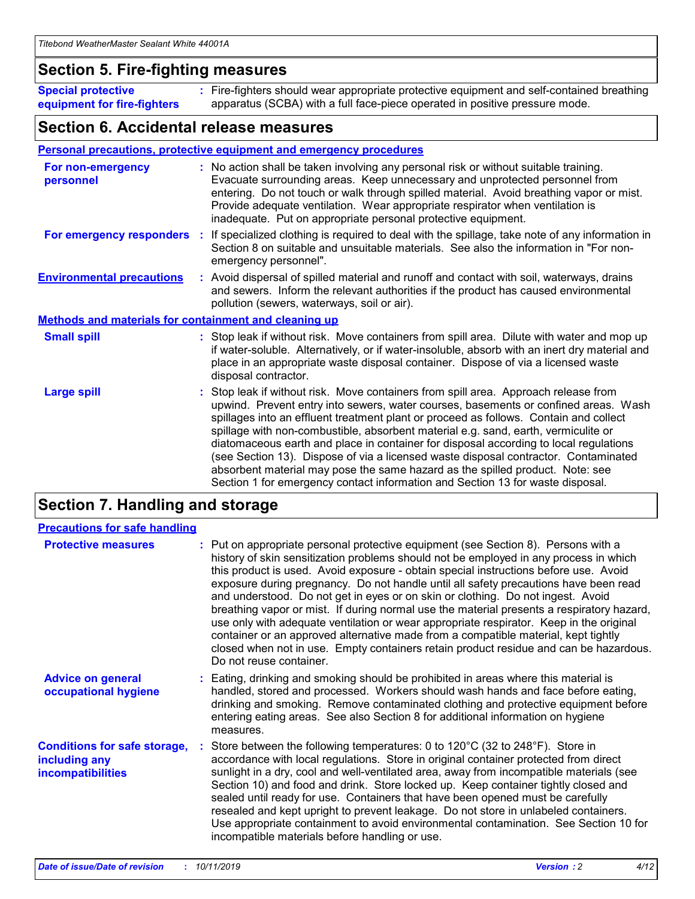## Section 5. Fire-fighting measures

**Special protective equipment for fire-fighters** : Fire-fighters should wear appropriate protective equipment and self-contained breathing apparatus (SCBA) with a full face-piece operated in positive pressure mode.

## Section 6. Accidental release measures

### Personal precautions, protective equipment and emergency procedures

**For non-emergency personnel** : No action shall be taken involving any personal risk or without suitable training. Evacuate surrounding areas. Keep unnecessary and unprotected personnel from entering. Do not touch or walk through spilled material. Avoid breathing vapor or mist. Provide adequate ventilation. Wear appropriate respirator when ventilation is inadequate. Put on appropriate personal protective equipment.

**For emergency responders** : If specialized clothing is required to deal with the spillage, take note of any information in Section 8 on suitable and unsuitable materials. See also the information in "For non-emergency personnel".

**Environmental precautions** : Avoid dispersal of spilled material and runoff and contact with soil, waterways, drains and sewers. Inform the relevant authorities if the product has caused environmental pollution (sewers, waterways, soil or air).

### Methods and materials for containment and cleaning up

**Small spill** : Stop leak if without risk. Move containers from spill area. Dilute with water and mop up if water-soluble. Alternatively, or if water-insoluble, absorb with an inert dry material and place in an appropriate waste disposal container. Dispose of via a licensed waste disposal contractor.

**Large spill** : Stop leak if without risk. Move containers from spill area. Approach release from upwind. Prevent entry into sewers, water courses, basements or confined areas. Wash spillages into an effluent treatment plant or proceed as follows. Contain and collect spillage with non-combustible, absorbent material e.g. sand, earth, vermiculite or diatomaceous earth and place in container for disposal according to local regulations (see Section 13). Dispose of via a licensed waste disposal contractor. Contaminated absorbent material may pose the same hazard as the spilled product. Note: see Section 1 for emergency contact information and Section 13 for waste disposal.

## Section 7. Handling and storage

### Precautions for safe handling

**Protective measures** : Put on appropriate personal protective equipment (see Section 8). Persons with a history of skin sensitization problems should not be employed in any process in which this product is used. Avoid exposure - obtain special instructions before use. Avoid exposure during pregnancy. Do not handle until all safety precautions have been read and understood. Do not get in eyes or on skin or clothing. Do not ingest. Avoid breathing vapor or mist. If during normal use the material presents a respiratory hazard, use only with adequate ventilation or wear appropriate respirator. Keep in the original container or an approved alternative made from a compatible material, kept tightly closed when not in use. Empty containers retain product residue and can be hazardous. Do not reuse container.

**Advice on general occupational hygiene** : Eating, drinking and smoking should be prohibited in areas where this material is handled, stored and processed. Workers should wash hands and face before eating, drinking and smoking. Remove contaminated clothing and protective equipment before entering eating areas. See also Section 8 for additional information on hygiene measures.

**Conditions for safe storage, including any incompatibilities** : Store between the following temperatures: 0 to 120°C (32 to 248°F). Store in accordance with local regulations. Store in original container protected from direct sunlight in a dry, cool and well-ventilated area, away from incompatible materials (see Section 10) and food and drink. Store locked up. Keep container tightly closed and sealed until ready for use. Containers that have been opened must be carefully resealed and kept upright to prevent leakage. Do not store in unlabeled containers. Use appropriate containment to avoid environmental contamination. See Section 10 for incompatible materials before handling or use.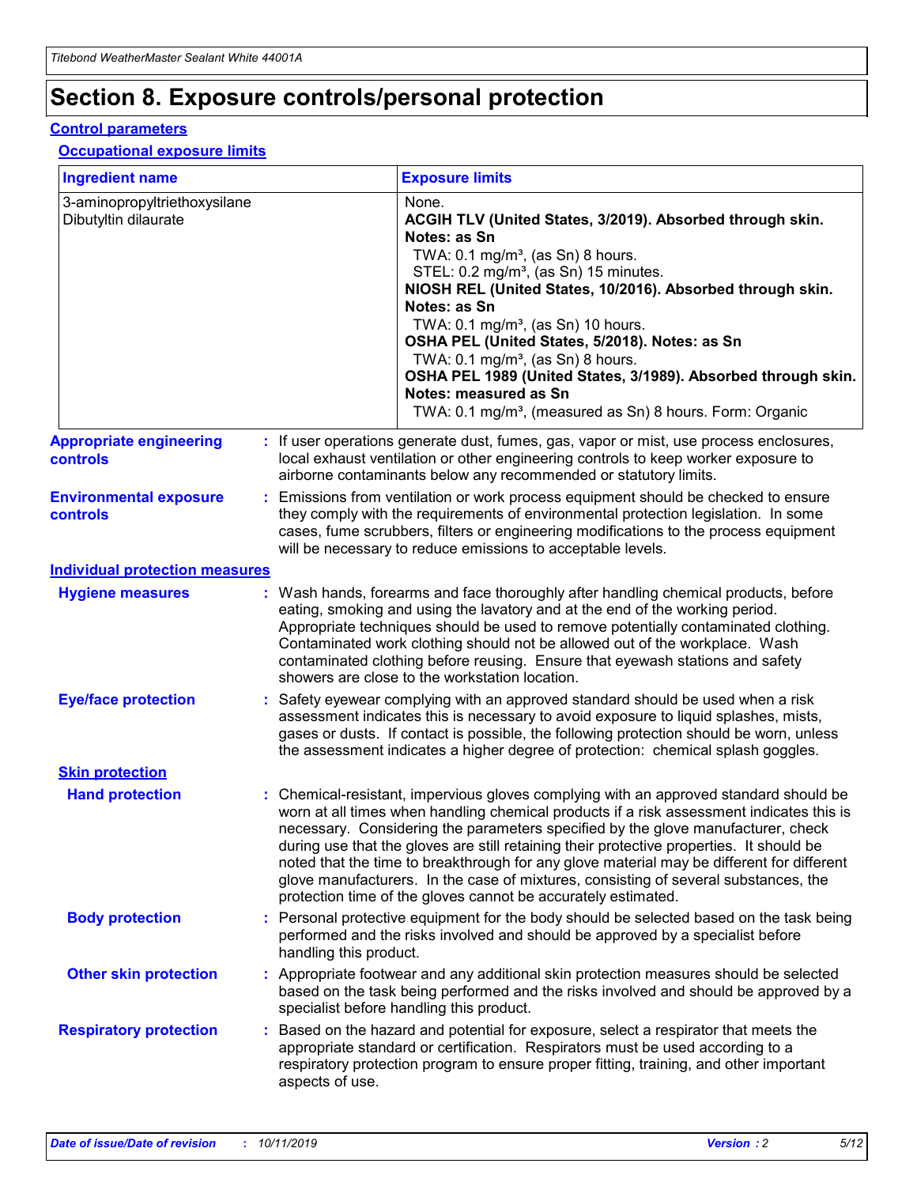# Section 8. Exposure controls/personal protection

## Control parameters

### Occupational exposure limits

| Ingredient name | Exposure limits |
| --- | --- |
| 3-aminopropyltriethoxysilane<br>Dibutyltin dilaurate | None.<br>**ACGIH TLV (United States, 3/2019). Absorbed through skin. Notes: as Sn**<br>TWA: 0.1 mg/m³, (as Sn) 8 hours.<br>STEL: 0.2 mg/m³, (as Sn) 15 minutes.<br>**NIOSH REL (United States, 10/2016). Absorbed through skin. Notes: as Sn**<br>TWA: 0.1 mg/m³, (as Sn) 10 hours.<br>**OSHA PEL (United States, 5/2018). Notes: as Sn**<br>TWA: 0.1 mg/m³, (as Sn) 8 hours.<br>**OSHA PEL 1989 (United States, 3/1989). Absorbed through skin. Notes: measured as Sn**<br>TWA: 0.1 mg/m³, (measured as Sn) 8 hours. Form: Organic |

**Appropriate engineering controls** : If user operations generate dust, fumes, gas, vapor or mist, use process enclosures, local exhaust ventilation or other engineering controls to keep worker exposure to airborne contaminants below any recommended or statutory limits.

**Environmental exposure controls** : Emissions from ventilation or work process equipment should be checked to ensure they comply with the requirements of environmental protection legislation. In some cases, fume scrubbers, filters or engineering modifications to the process equipment will be necessary to reduce emissions to acceptable levels.

## Individual protection measures

**Hygiene measures** : Wash hands, forearms and face thoroughly after handling chemical products, before eating, smoking and using the lavatory and at the end of the working period. Appropriate techniques should be used to remove potentially contaminated clothing. Contaminated work clothing should not be allowed out of the workplace. Wash contaminated clothing before reusing. Ensure that eyewash stations and safety showers are close to the workstation location.

**Eye/face protection** : Safety eyewear complying with an approved standard should be used when a risk assessment indicates this is necessary to avoid exposure to liquid splashes, mists, gases or dusts. If contact is possible, the following protection should be worn, unless the assessment indicates a higher degree of protection: chemical splash goggles.

### Skin protection

**Hand protection** : Chemical-resistant, impervious gloves complying with an approved standard should be worn at all times when handling chemical products if a risk assessment indicates this is necessary. Considering the parameters specified by the glove manufacturer, check during use that the gloves are still retaining their protective properties. It should be noted that the time to breakthrough for any glove material may be different for different glove manufacturers. In the case of mixtures, consisting of several substances, the protection time of the gloves cannot be accurately estimated.

**Body protection** : Personal protective equipment for the body should be selected based on the task being performed and the risks involved and should be approved by a specialist before handling this product.

**Other skin protection** : Appropriate footwear and any additional skin protection measures should be selected based on the task being performed and the risks involved and should be approved by a specialist before handling this product.

**Respiratory protection** : Based on the hazard and potential for exposure, select a respirator that meets the appropriate standard or certification. Respirators must be used according to a respiratory protection program to ensure proper fitting, training, and other important aspects of use.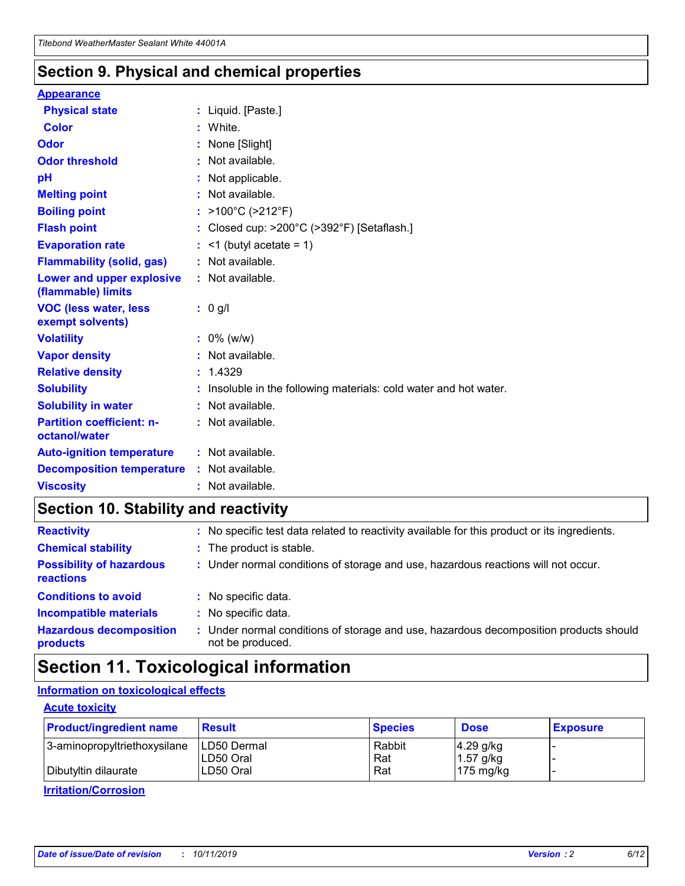## Section 9. Physical and chemical properties

**Appearance**

| | | |
|---|---|---|
| **Physical state** | : | Liquid. [Paste.] |
| **Color** | : | White. |
| **Odor** | : | None [Slight] |
| **Odor threshold** | : | Not available. |
| **pH** | : | Not applicable. |
| **Melting point** | : | Not available. |
| **Boiling point** | : | >100°C (>212°F) |
| **Flash point** | : | Closed cup: >200°C (>392°F) [Setaflash.] |
| **Evaporation rate** | : | <1 (butyl acetate = 1) |
| **Flammability (solid, gas)** | : | Not available. |
| **Lower and upper explosive (flammable) limits** | : | Not available. |
| **VOC (less water, less exempt solvents)** | : | 0 g/l |
| **Volatility** | : | 0% (w/w) |
| **Vapor density** | : | Not available. |
| **Relative density** | : | 1.4329 |
| **Solubility** | : | Insoluble in the following materials: cold water and hot water. |
| **Solubility in water** | : | Not available. |
| **Partition coefficient: n-octanol/water** | : | Not available. |
| **Auto-ignition temperature** | : | Not available. |
| **Decomposition temperature** | : | Not available. |
| **Viscosity** | : | Not available. |

## Section 10. Stability and reactivity

| | | |
|---|---|---|
| **Reactivity** | : | No specific test data related to reactivity available for this product or its ingredients. |
| **Chemical stability** | : | The product is stable. |
| **Possibility of hazardous reactions** | : | Under normal conditions of storage and use, hazardous reactions will not occur. |
| **Conditions to avoid** | : | No specific data. |
| **Incompatible materials** | : | No specific data. |
| **Hazardous decomposition products** | : | Under normal conditions of storage and use, hazardous decomposition products should not be produced. |

## Section 11. Toxicological information

**Information on toxicological effects**

**Acute toxicity**

| Product/ingredient name | Result | Species | Dose | Exposure |
|---|---|---|---|---|
| 3-aminopropyltriethoxysilane | LD50 Dermal | Rabbit | 4.29 g/kg | - |
| | LD50 Oral | Rat | 1.57 g/kg | - |
| Dibutyltin dilaurate | LD50 Oral | Rat | 175 mg/kg | - |

**Irritation/Corrosion**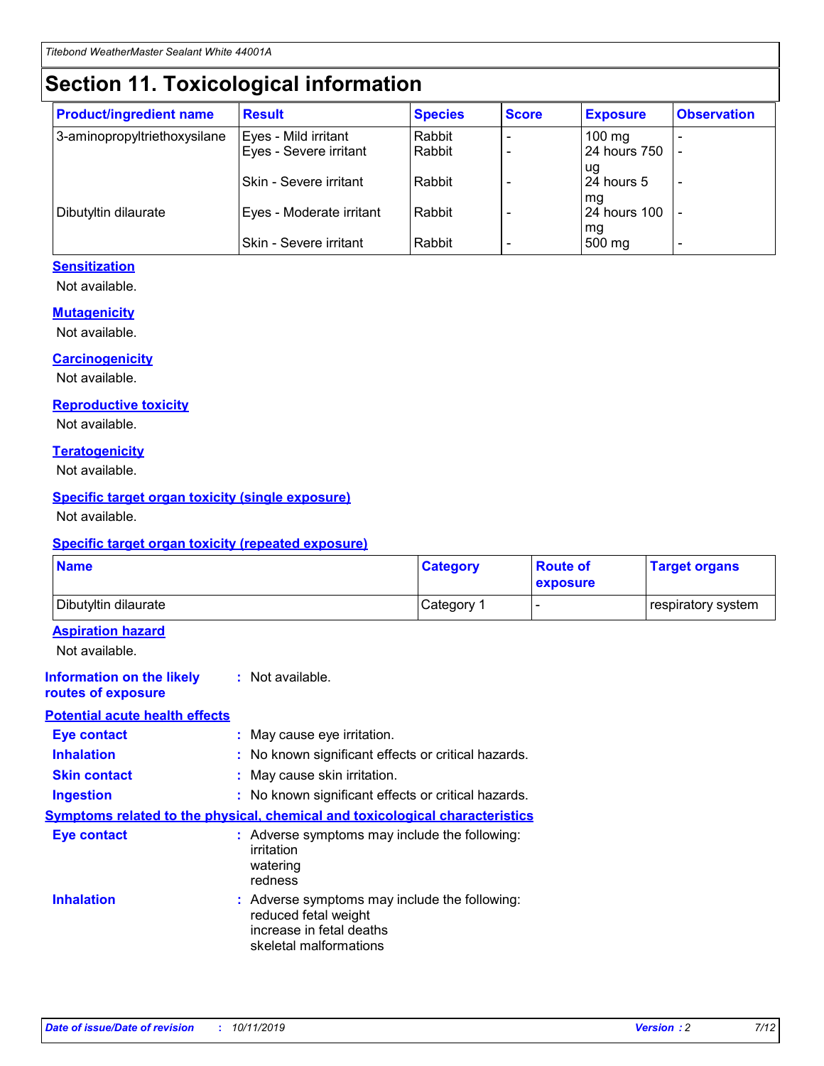# Section 11. Toxicological information

| Product/ingredient name | Result | Species | Score | Exposure | Observation |
|---|---|---|---|---|---|
| 3-aminopropyltriethoxysilane | Eyes - Mild irritant | Rabbit | - | 100 mg | - |
| | Eyes - Severe irritant | Rabbit | - | 24 hours 750 ug | - |
| | Skin - Severe irritant | Rabbit | - | 24 hours 5 mg | - |
| Dibutyltin dilaurate | Eyes - Moderate irritant | Rabbit | - | 24 hours 100 mg | - |
| | Skin - Severe irritant | Rabbit | - | 500 mg | - |

### Sensitization

Not available.

### Mutagenicity

Not available.

### Carcinogenicity

Not available.

### Reproductive toxicity

Not available.

### Teratogenicity

Not available.

### Specific target organ toxicity (single exposure)

Not available.

### Specific target organ toxicity (repeated exposure)

| Name | Category | Route of exposure | Target organs |
|---|---|---|---|
| Dibutyltin dilaurate | Category 1 | - | respiratory system |

### Aspiration hazard

Not available.

**Information on the likely routes of exposure** : Not available.

### Potential acute health effects

**Eye contact** : May cause eye irritation.

**Inhalation** : No known significant effects or critical hazards.

**Skin contact** : May cause skin irritation.

**Ingestion** : No known significant effects or critical hazards.

### Symptoms related to the physical, chemical and toxicological characteristics

**Eye contact** : Adverse symptoms may include the following:
irritation
watering
redness

**Inhalation** : Adverse symptoms may include the following:
reduced fetal weight
increase in fetal deaths
skeletal malformations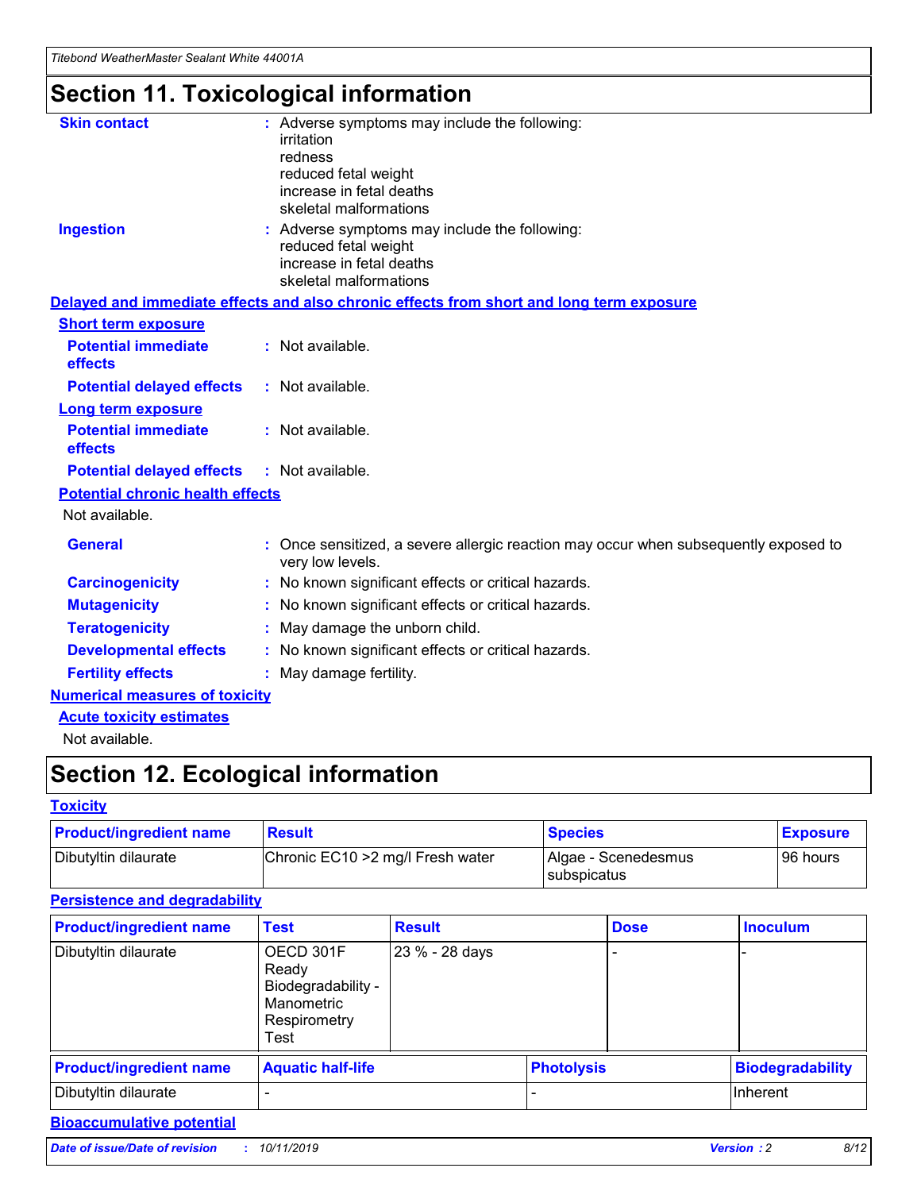# Section 11. Toxicological information

**Skin contact** : Adverse symptoms may include the following:
irritation
redness
reduced fetal weight
increase in fetal deaths
skeletal malformations

**Ingestion** : Adverse symptoms may include the following:
reduced fetal weight
increase in fetal deaths
skeletal malformations

**Delayed and immediate effects and also chronic effects from short and long term exposure**

**Short term exposure**

**Potential immediate effects** : Not available.

**Potential delayed effects** : Not available.

**Long term exposure**

**Potential immediate effects** : Not available.

**Potential delayed effects** : Not available.

**Potential chronic health effects**

Not available.

**General** : Once sensitized, a severe allergic reaction may occur when subsequently exposed to very low levels.

**Carcinogenicity** : No known significant effects or critical hazards.

**Mutagenicity** : No known significant effects or critical hazards.

**Teratogenicity** : May damage the unborn child.

**Developmental effects** : No known significant effects or critical hazards.

**Fertility effects** : May damage fertility.

**Numerical measures of toxicity**

**Acute toxicity estimates**

Not available.

# Section 12. Ecological information

**Toxicity**

| Product/ingredient name | Result | Species | Exposure |
|---|---|---|---|
| Dibutyltin dilaurate | Chronic EC10 >2 mg/l Fresh water | Algae - Scenedesmus subspicatus | 96 hours |

**Persistence and degradability**

| Product/ingredient name | Test | Result | Dose | Inoculum |
|---|---|---|---|---|
| Dibutyltin dilaurate | OECD 301F Ready Biodegradability - Manometric Respirometry Test | 23 % - 28 days | - | - |

| Product/ingredient name | Aquatic half-life | Photolysis | Biodegradability |
|---|---|---|---|
| Dibutyltin dilaurate | - | - | Inherent |

**Bioaccumulative potential**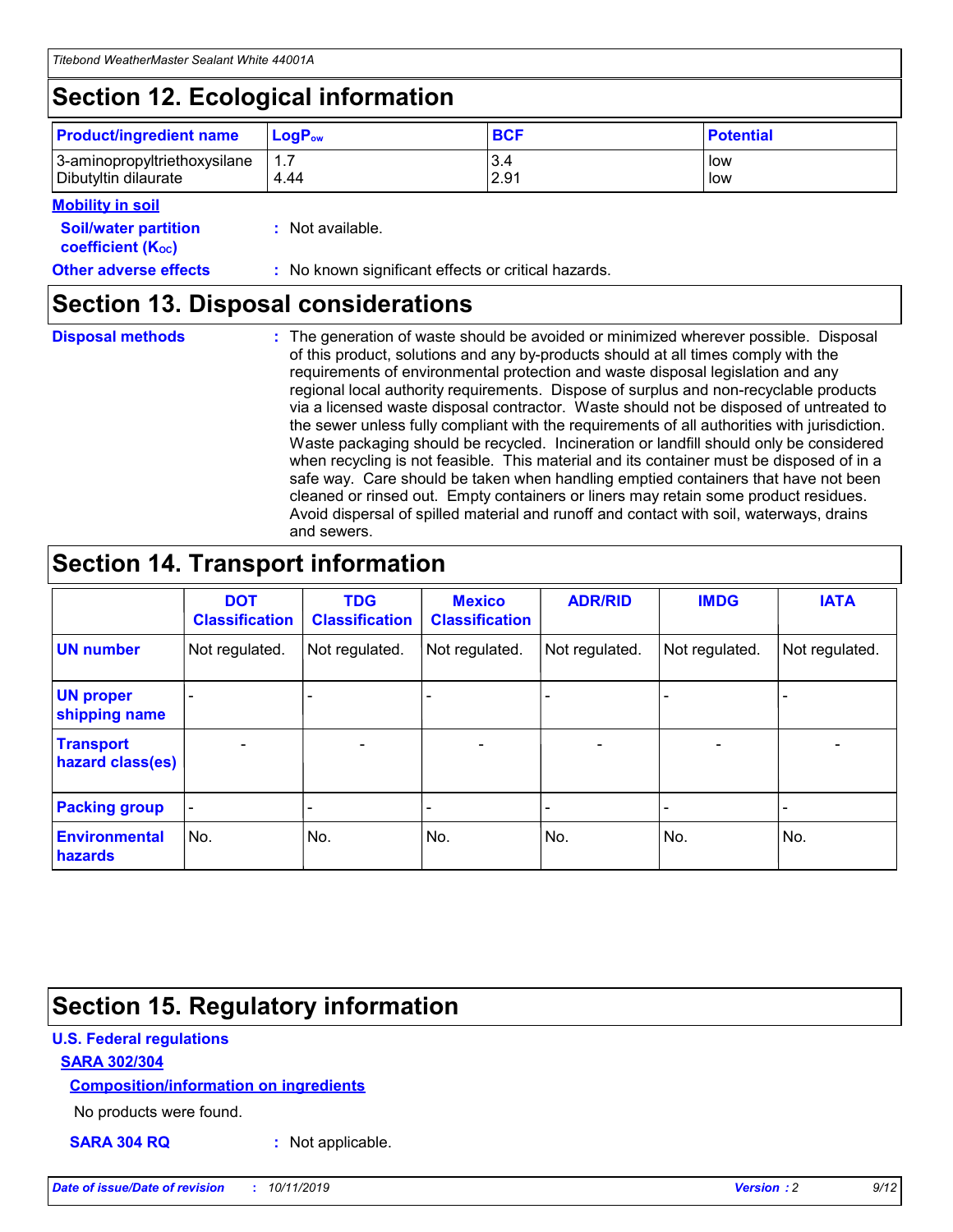## Section 12. Ecological information

| Product/ingredient name | $LogP_{ow}$ | BCF | Potential |
| --- | --- | --- | --- |
| 3-aminopropyltriethoxysilane | 1.7 | 3.4 | low |
| Dibutyltin dilaurate | 4.44 | 2.91 | low |

**Mobility in soil**

**Soil/water partition coefficient ($K_{OC}$)** : Not available.

**Other adverse effects** : No known significant effects or critical hazards.

## Section 13. Disposal considerations

**Disposal methods** : The generation of waste should be avoided or minimized wherever possible. Disposal of this product, solutions and any by-products should at all times comply with the requirements of environmental protection and waste disposal legislation and any regional local authority requirements. Dispose of surplus and non-recyclable products via a licensed waste disposal contractor. Waste should not be disposed of untreated to the sewer unless fully compliant with the requirements of all authorities with jurisdiction. Waste packaging should be recycled. Incineration or landfill should only be considered when recycling is not feasible. This material and its container must be disposed of in a safe way. Care should be taken when handling emptied containers that have not been cleaned or rinsed out. Empty containers or liners may retain some product residues. Avoid dispersal of spilled material and runoff and contact with soil, waterways, drains and sewers.

## Section 14. Transport information

| | DOT Classification | TDG Classification | Mexico Classification | ADR/RID | IMDG | IATA |
| --- | --- | --- | --- | --- | --- | --- |
| UN number | Not regulated. | Not regulated. | Not regulated. | Not regulated. | Not regulated. | Not regulated. |
| UN proper shipping name | - | - | - | - | - | - |
| Transport hazard class(es) | - | - | - | - | - | - |
| Packing group | - | - | - | - | - | - |
| Environmental hazards | No. | No. | No. | No. | No. | No. |

## Section 15. Regulatory information

**U.S. Federal regulations**

**SARA 302/304**

**Composition/information on ingredients**

No products were found.

**SARA 304 RQ** : Not applicable.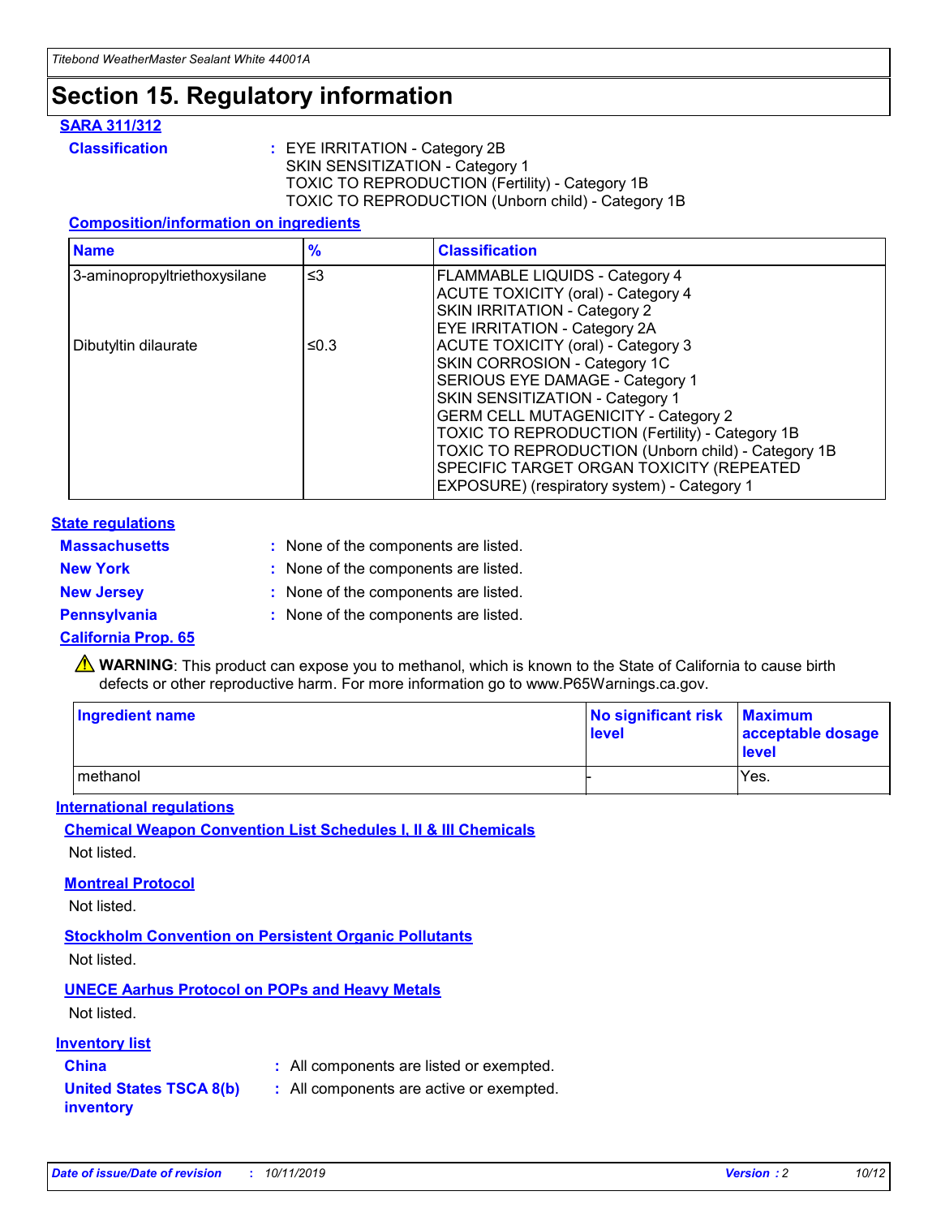# Section 15. Regulatory information

**SARA 311/312**

**Classification** : EYE IRRITATION - Category 2B
SKIN SENSITIZATION - Category 1
TOXIC TO REPRODUCTION (Fertility) - Category 1B
TOXIC TO REPRODUCTION (Unborn child) - Category 1B

**Composition/information on ingredients**

| Name | % | Classification |
|---|---|---|
| 3-aminopropyltriethoxysilane | ≤3 | FLAMMABLE LIQUIDS - Category 4<br>ACUTE TOXICITY (oral) - Category 4<br>SKIN IRRITATION - Category 2<br>EYE IRRITATION - Category 2A |
| Dibutyltin dilaurate | ≤0.3 | ACUTE TOXICITY (oral) - Category 3<br>SKIN CORROSION - Category 1C<br>SERIOUS EYE DAMAGE - Category 1<br>SKIN SENSITIZATION - Category 1<br>GERM CELL MUTAGENICITY - Category 2<br>TOXIC TO REPRODUCTION (Fertility) - Category 1B<br>TOXIC TO REPRODUCTION (Unborn child) - Category 1B<br>SPECIFIC TARGET ORGAN TOXICITY (REPEATED EXPOSURE) (respiratory system) - Category 1 |

**State regulations**

**Massachusetts** : None of the components are listed.

**New York** : None of the components are listed.

**New Jersey** : None of the components are listed.

**Pennsylvania** : None of the components are listed.

**California Prop. 65**

⚠ **WARNING**: This product can expose you to methanol, which is known to the State of California to cause birth defects or other reproductive harm. For more information go to www.P65Warnings.ca.gov.

| Ingredient name | No significant risk level | Maximum acceptable dosage level |
|---|---|---|
| methanol | - | Yes. |

**International regulations**

**Chemical Weapon Convention List Schedules I, II & III Chemicals**

Not listed.

**Montreal Protocol**

Not listed.

**Stockholm Convention on Persistent Organic Pollutants**

Not listed.

**UNECE Aarhus Protocol on POPs and Heavy Metals**

Not listed.

**Inventory list**

**China** : All components are listed or exempted.

**United States TSCA 8(b) inventory** : All components are active or exempted.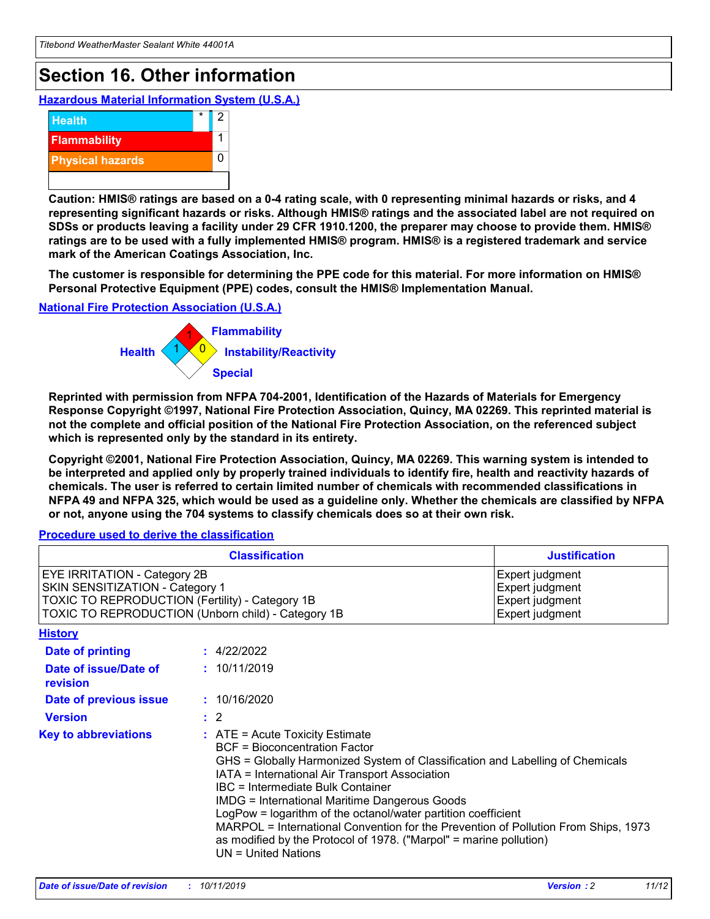# Section 16. Other information

### Hazardous Material Information System (U.S.A.)

| | | |
|---|---|---|
| Health | * | 2 |
| Flammability | | 1 |
| Physical hazards | | 0 |

**Caution: HMIS® ratings are based on a 0-4 rating scale, with 0 representing minimal hazards or risks, and 4 representing significant hazards or risks. Although HMIS® ratings and the associated label are not required on SDSs or products leaving a facility under 29 CFR 1910.1200, the preparer may choose to provide them. HMIS® ratings are to be used with a fully implemented HMIS® program. HMIS® is a registered trademark and service mark of the American Coatings Association, Inc.**

**The customer is responsible for determining the PPE code for this material. For more information on HMIS® Personal Protective Equipment (PPE) codes, consult the HMIS® Implementation Manual.**

### National Fire Protection Association (U.S.A.)

Health: 1
Flammability: 1
Instability/Reactivity: 0
Special:

**Reprinted with permission from NFPA 704-2001, Identification of the Hazards of Materials for Emergency Response Copyright ©1997, National Fire Protection Association, Quincy, MA 02269. This reprinted material is not the complete and official position of the National Fire Protection Association, on the referenced subject which is represented only by the standard in its entirety.**

**Copyright ©2001, National Fire Protection Association, Quincy, MA 02269. This warning system is intended to be interpreted and applied only by properly trained individuals to identify fire, health and reactivity hazards of chemicals. The user is referred to certain limited number of chemicals with recommended classifications in NFPA 49 and NFPA 325, which would be used as a guideline only. Whether the chemicals are classified by NFPA or not, anyone using the 704 systems to classify chemicals does so at their own risk.**

### Procedure used to derive the classification

| Classification | Justification |
|---|---|
| EYE IRRITATION - Category 2B | Expert judgment |
| SKIN SENSITIZATION - Category 1 | Expert judgment |
| TOXIC TO REPRODUCTION (Fertility) - Category 1B | Expert judgment |
| TOXIC TO REPRODUCTION (Unborn child) - Category 1B | Expert judgment |

### History

**Date of printing** : 4/22/2022

**Date of issue/Date of revision** : 10/11/2019

**Date of previous issue** : 10/16/2020

**Version** : 2

**Key to abbreviations** :
ATE = Acute Toxicity Estimate
BCF = Bioconcentration Factor
GHS = Globally Harmonized System of Classification and Labelling of Chemicals
IATA = International Air Transport Association
IBC = Intermediate Bulk Container
IMDG = International Maritime Dangerous Goods
LogPow = logarithm of the octanol/water partition coefficient
MARPOL = International Convention for the Prevention of Pollution From Ships, 1973 as modified by the Protocol of 1978. ("Marpol" = marine pollution)
UN = United Nations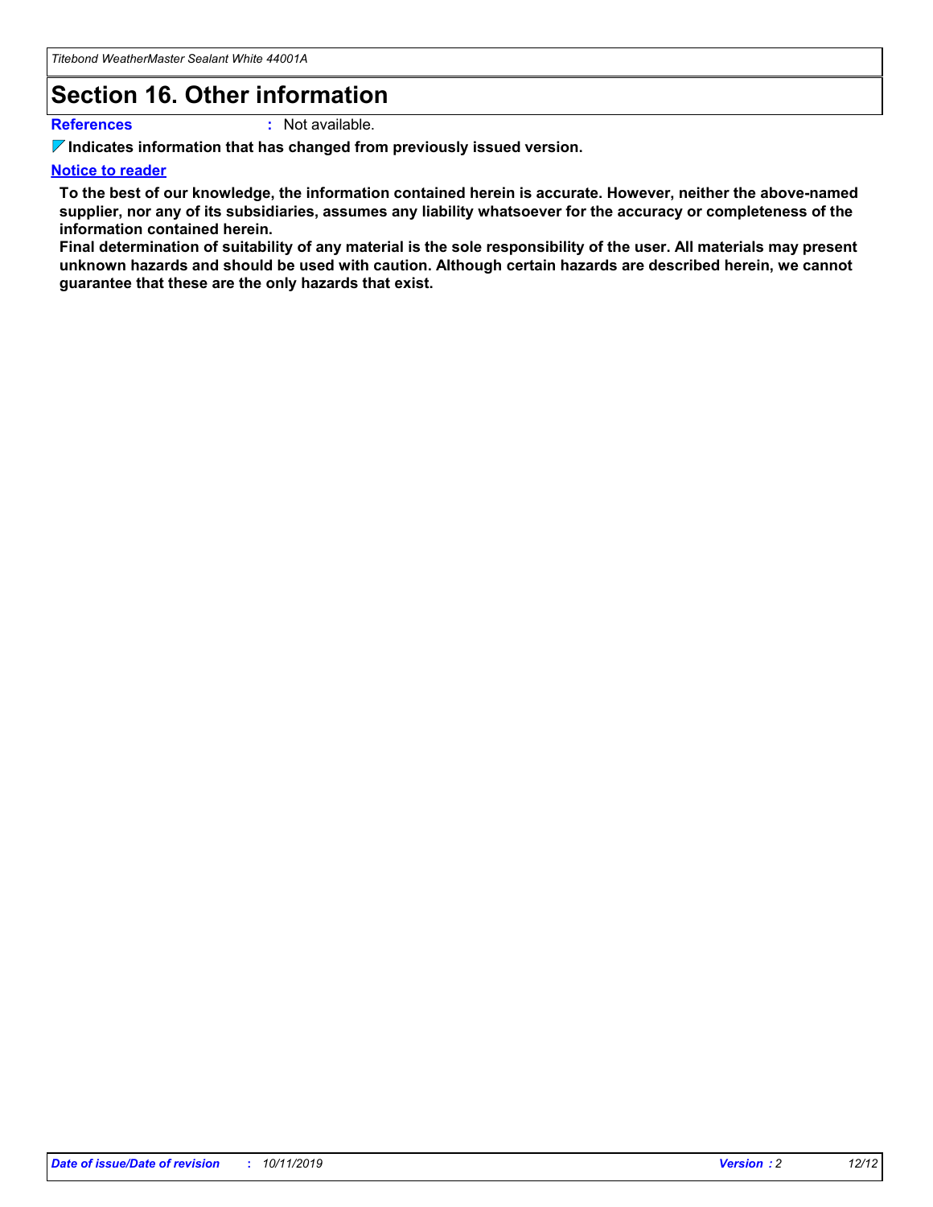# Section 16. Other information

**References** : Not available.

**Indicates information that has changed from previously issued version.**

**Notice to reader**

**To the best of our knowledge, the information contained herein is accurate. However, neither the above-named supplier, nor any of its subsidiaries, assumes any liability whatsoever for the accuracy or completeness of the information contained herein.**

**Final determination of suitability of any material is the sole responsibility of the user. All materials may present unknown hazards and should be used with caution. Although certain hazards are described herein, we cannot guarantee that these are the only hazards that exist.**